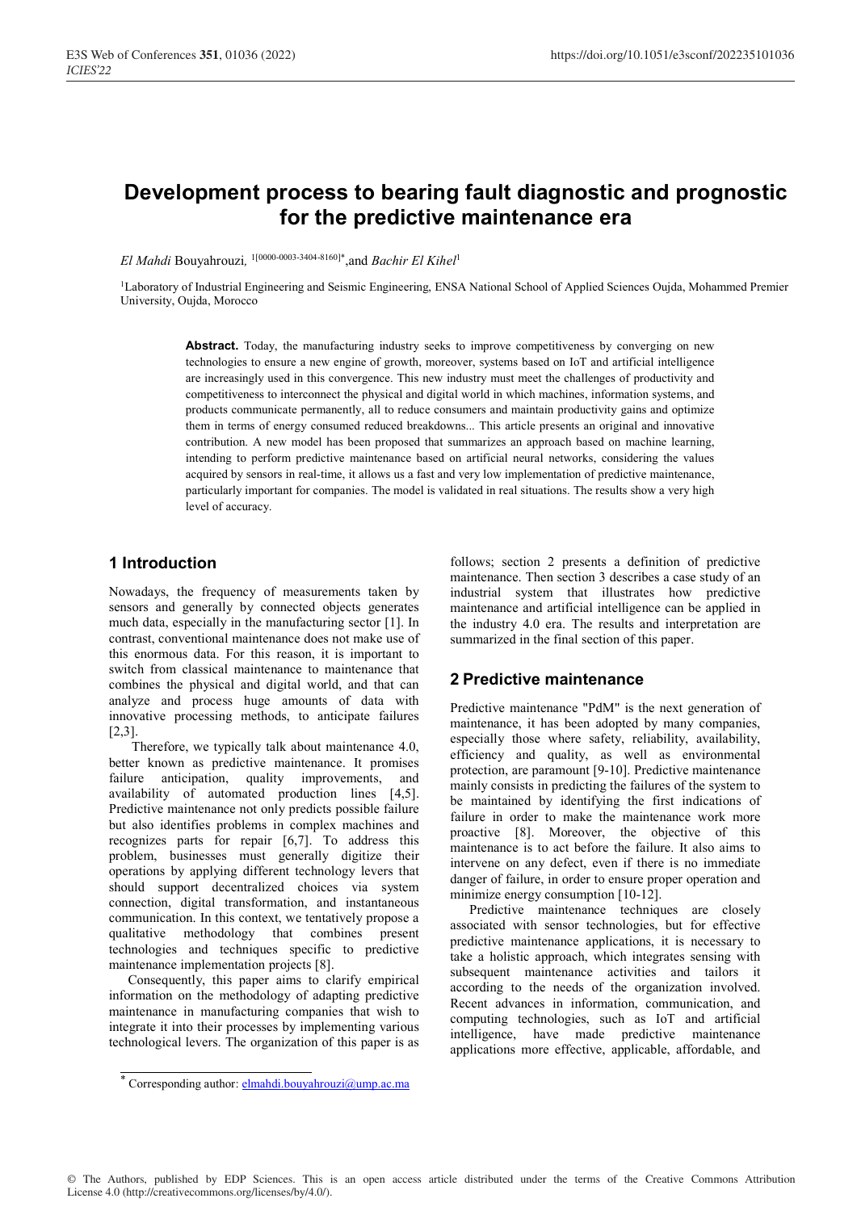# Development process to bearing fault diagnostic and prognostic for the predictive maintenance era

*El Mahdi* Bouyahrouzi, [1[0000-0003-3404-8160]*] and *Bachir El Kihel*[1]

[1]Laboratory of Industrial Engineering and Seismic Engineering, ENSA National School of Applied Sciences Oujda, Mohammed Premier University, Oujda, Morocco

**Abstract.** Today, the manufacturing industry seeks to improve competitiveness by converging on new technologies to ensure a new engine of growth, moreover, systems based on IoT and artificial intelligence are increasingly used in this convergence. This new industry must meet the challenges of productivity and competitiveness to interconnect the physical and digital world in which machines, information systems, and products communicate permanently, all to reduce consumers and maintain productivity gains and optimize them in terms of energy consumed reduced breakdowns... This article presents an original and innovative contribution. A new model has been proposed that summarizes an approach based on machine learning, intending to perform predictive maintenance based on artificial neural networks, considering the values acquired by sensors in real-time, it allows us a fast and very low implementation of predictive maintenance, particularly important for companies. The model is validated in real situations. The results show a very high level of accuracy.

## 1 Introduction

Nowadays, the frequency of measurements taken by sensors and generally by connected objects generates much data, especially in the manufacturing sector [1]. In contrast, conventional maintenance does not make use of this enormous data. For this reason, it is important to switch from classical maintenance to maintenance that combines the physical and digital world, and that can analyze and process huge amounts of data with innovative processing methods, to anticipate failures [2,3].

Therefore, we typically talk about maintenance 4.0, better known as predictive maintenance. It promises failure anticipation, quality improvements, and availability of automated production lines [4,5]. Predictive maintenance not only predicts possible failure but also identifies problems in complex machines and recognizes parts for repair [6,7]. To address this problem, businesses must generally digitize their operations by applying different technology levers that should support decentralized choices via system connection, digital transformation, and instantaneous communication. In this context, we tentatively propose a qualitative methodology that combines present technologies and techniques specific to predictive maintenance implementation projects [8].

Consequently, this paper aims to clarify empirical information on the methodology of adapting predictive maintenance in manufacturing companies that wish to integrate it into their processes by implementing various technological levers. The organization of this paper is as follows; section 2 presents a definition of predictive maintenance. Then section 3 describes a case study of an industrial system that illustrates how predictive maintenance and artificial intelligence can be applied in the industry 4.0 era. The results and interpretation are summarized in the final section of this paper.

## 2 Predictive maintenance

Predictive maintenance "PdM" is the next generation of maintenance, it has been adopted by many companies, especially those where safety, reliability, availability, efficiency and quality, as well as environmental protection, are paramount [9-10]. Predictive maintenance mainly consists in predicting the failures of the system to be maintained by identifying the first indications of failure in order to make the maintenance work more proactive [8]. Moreover, the objective of this maintenance is to act before the failure. It also aims to intervene on any defect, even if there is no immediate danger of failure, in order to ensure proper operation and minimize energy consumption [10-12].

Predictive maintenance techniques are closely associated with sensor technologies, but for effective predictive maintenance applications, it is necessary to take a holistic approach, which integrates sensing with subsequent maintenance activities and tailors it according to the needs of the organization involved. Recent advances in information, communication, and computing technologies, such as IoT and artificial intelligence, have made predictive maintenance applications more effective, applicable, affordable, and

* Corresponding author: elmahdi.bouyahrouzi@ump.ac.ma

© The Authors, published by EDP Sciences. This is an open access article distributed under the terms of the Creative Commons Attribution License 4.0 (http://creativecommons.org/licenses/by/4.0/).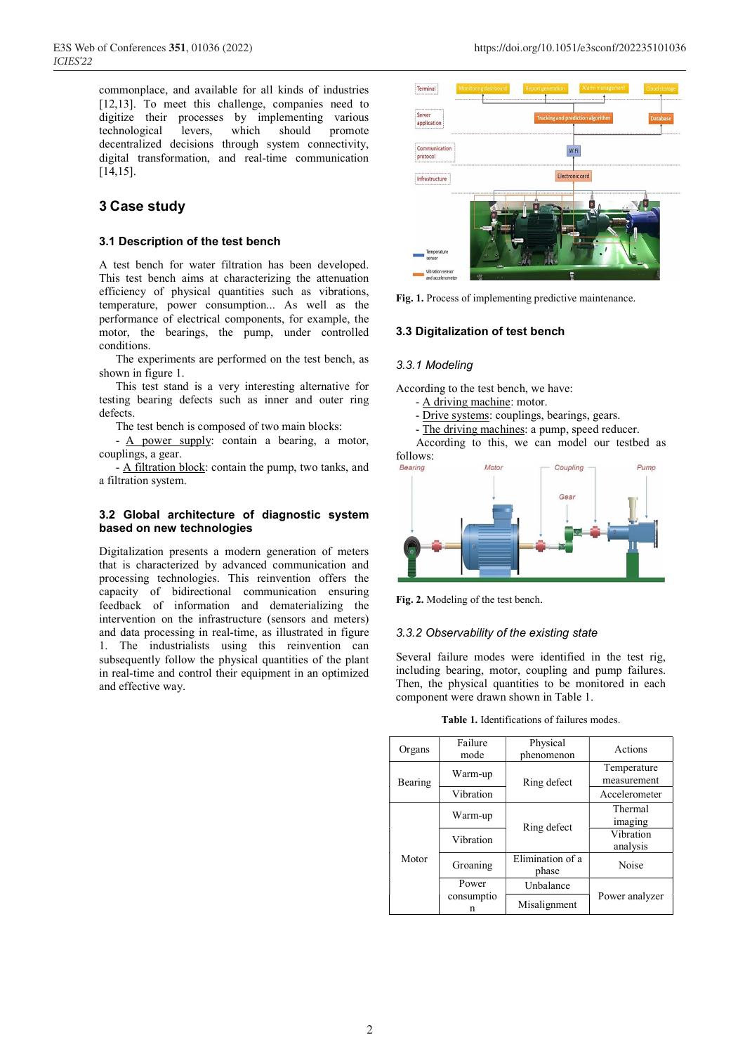commonplace, and available for all kinds of industries [12,13]. To meet this challenge, companies need to digitize their processes by implementing various technological levers, which should promote decentralized decisions through system connectivity, digital transformation, and real-time communication [14,15].

## 3 Case study

### 3.1 Description of the test bench

A test bench for water filtration has been developed. This test bench aims at characterizing the attenuation efficiency of physical quantities such as vibrations, temperature, power consumption... As well as the performance of electrical components, for example, the motor, the bearings, the pump, under controlled conditions.

The experiments are performed on the test bench, as shown in figure 1.

This test stand is a very interesting alternative for testing bearing defects such as inner and outer ring defects.

The test bench is composed of two main blocks:

- A power supply: contain a bearing, a motor, couplings, a gear.
- A filtration block: contain the pump, two tanks, and a filtration system.

### 3.2 Global architecture of diagnostic system based on new technologies

Digitalization presents a modern generation of meters that is characterized by advanced communication and processing technologies. This reinvention offers the capacity of bidirectional communication ensuring feedback of information and dematerializing the intervention on the infrastructure (sensors and meters) and data processing in real-time, as illustrated in figure 1. The industrialists using this reinvention can subsequently follow the physical quantities of the plant in real-time and control their equipment in an optimized and effective way.

**Fig. 1.** Process of implementing predictive maintenance.

### 3.3 Digitalization of test bench

#### 3.3.1 Modeling

According to the test bench, we have:

- A driving machine: motor.
- Drive systems: couplings, bearings, gears.
- The driving machines: a pump, speed reducer.

According to this, we can model our testbed as follows:

**Fig. 2.** Modeling of the test bench.

#### 3.3.2 Observability of the existing state

Several failure modes were identified in the test rig, including bearing, motor, coupling and pump failures. Then, the physical quantities to be monitored in each component were drawn shown in Table 1.

**Table 1.** Identifications of failures modes.

| Organs | Failure mode | Physical phenomenon | Actions |
|---|---|---|---|
| Bearing | Warm-up | Ring defect | Temperature measurement |
| | Vibration | | Accelerometer |
| Motor | Warm-up | Ring defect | Thermal imaging |
| | Vibration | | Vibration analysis |
| | Groaning | Elimination of a phase | Noise |
| | Power consumption | Unbalance | Power analyzer |
| | | Misalignment | |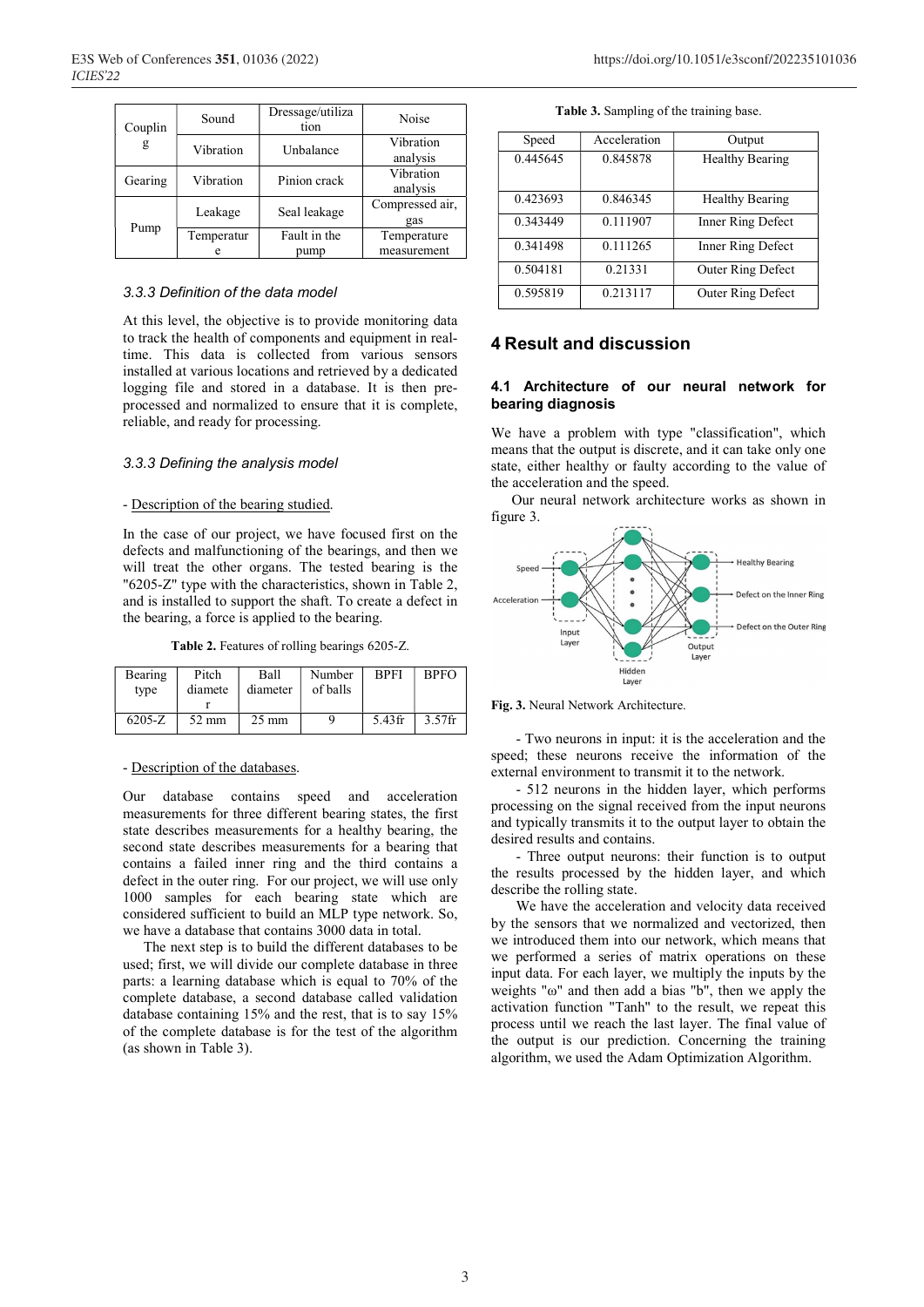| Coupling | Sound | Dressage/utilization | Noise |
|---|---|---|---|
| | Vibration | Unbalance | Vibration analysis |
| Gearing | Vibration | Pinion crack | Vibration analysis |
| Pump | Leakage | Seal leakage | Compressed air, gas |
| | Temperature | Fault in the pump | Temperature measurement |

### 3.3.3 Definition of the data model

At this level, the objective is to provide monitoring data to track the health of components and equipment in real-time. This data is collected from various sensors installed at various locations and retrieved by a dedicated logging file and stored in a database. It is then pre-processed and normalized to ensure that it is complete, reliable, and ready for processing.

### 3.3.3 Defining the analysis model

- Description of the bearing studied.

In the case of our project, we have focused first on the defects and malfunctioning of the bearings, and then we will treat the other organs. The tested bearing is the "6205-Z" type with the characteristics, shown in Table 2, and is installed to support the shaft. To create a defect in the bearing, a force is applied to the bearing.

**Table 2.** Features of rolling bearings 6205-Z.

| Bearing type | Pitch diameter | Ball diameter | Number of balls | BPFI | BPFO |
|---|---|---|---|---|---|
| 6205-Z | 52 mm | 25 mm | 9 | 5.43fr | 3.57fr |

- Description of the databases.

Our database contains speed and acceleration measurements for three different bearing states, the first state describes measurements for a healthy bearing, the second state describes measurements for a bearing that contains a failed inner ring and the third contains a defect in the outer ring. For our project, we will use only 1000 samples for each bearing state which are considered sufficient to build an MLP type network. So, we have a database that contains 3000 data in total.

The next step is to build the different databases to be used; first, we will divide our complete database in three parts: a learning database which is equal to 70% of the complete database, a second database called validation database containing 15% and the rest, that is to say 15% of the complete database is for the test of the algorithm (as shown in Table 3).

**Table 3.** Sampling of the training base.

| Speed | Acceleration | Output |
|---|---|---|
| 0.445645 | 0.845878 | Healthy Bearing |
| 0.423693 | 0.846345 | Healthy Bearing |
| 0.343449 | 0.111907 | Inner Ring Defect |
| 0.341498 | 0.111265 | Inner Ring Defect |
| 0.504181 | 0.21331 | Outer Ring Defect |
| 0.595819 | 0.213117 | Outer Ring Defect |

## 4 Result and discussion

### 4.1 Architecture of our neural network for bearing diagnosis

We have a problem with type "classification", which means that the output is discrete, and it can take only one state, either healthy or faulty according to the value of the acceleration and the speed.

Our neural network architecture works as shown in figure 3.

**Fig. 3.** Neural Network Architecture.

- Two neurons in input: it is the acceleration and the speed; these neurons receive the information of the external environment to transmit it to the network.

- 512 neurons in the hidden layer, which performs processing on the signal received from the input neurons and typically transmits it to the output layer to obtain the desired results and contains.

- Three output neurons: their function is to output the results processed by the hidden layer, and which describe the rolling state.

We have the acceleration and velocity data received by the sensors that we normalized and vectorized, then we introduced them into our network, which means that we performed a series of matrix operations on these input data. For each layer, we multiply the inputs by the weights "ω" and then add a bias "b", then we apply the activation function "Tanh" to the result, we repeat this process until we reach the last layer. The final value of the output is our prediction. Concerning the training algorithm, we used the Adam Optimization Algorithm.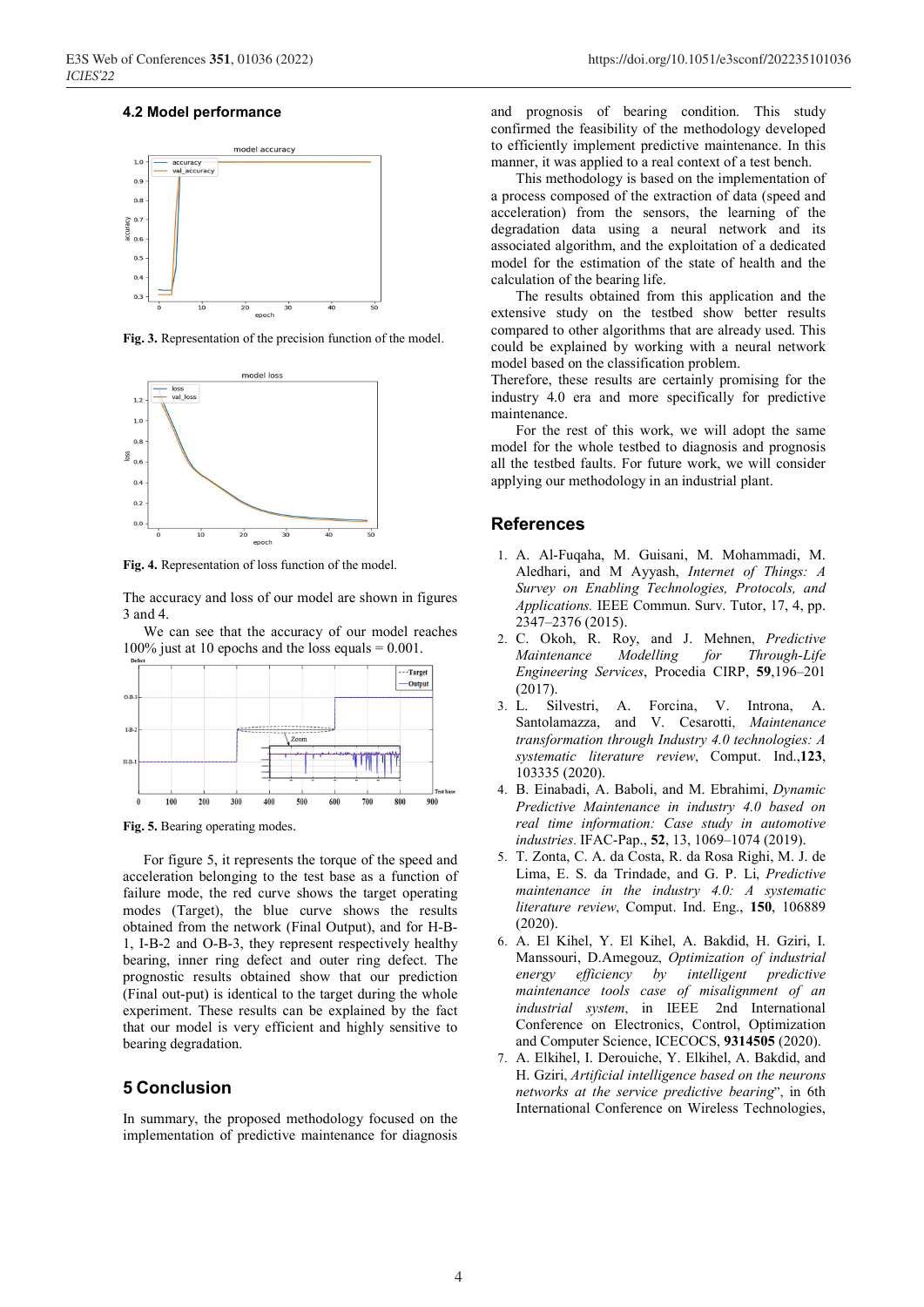### 4.2 Model performance

Fig. 3. Representation of the precision function of the model.

Fig. 4. Representation of loss function of the model.

The accuracy and loss of our model are shown in figures 3 and 4.

We can see that the accuracy of our model reaches 100% just at 10 epochs and the loss equals = 0.001.

Fig. 5. Bearing operating modes.

For figure 5, it represents the torque of the speed and acceleration belonging to the test base as a function of failure mode, the red curve shows the target operating modes (Target), the blue curve shows the results obtained from the network (Final Output), and for H-B-1, I-B-2 and O-B-3, they represent respectively healthy bearing, inner ring defect and outer ring defect. The prognostic results obtained show that our prediction (Final out-put) is identical to the target during the whole experiment. These results can be explained by the fact that our model is very efficient and highly sensitive to bearing degradation.

## 5 Conclusion

In summary, the proposed methodology focused on the implementation of predictive maintenance for diagnosis and prognosis of bearing condition. This study confirmed the feasibility of the methodology developed to efficiently implement predictive maintenance. In this manner, it was applied to a real context of a test bench.

This methodology is based on the implementation of a process composed of the extraction of data (speed and acceleration) from the sensors, the learning of the degradation data using a neural network and its associated algorithm, and the exploitation of a dedicated model for the estimation of the state of health and the calculation of the bearing life.

The results obtained from this application and the extensive study on the testbed show better results compared to other algorithms that are already used. This could be explained by working with a neural network model based on the classification problem.

Therefore, these results are certainly promising for the industry 4.0 era and more specifically for predictive maintenance.

For the rest of this work, we will adopt the same model for the whole testbed to diagnosis and prognosis all the testbed faults. For future work, we will consider applying our methodology in an industrial plant.

## References

1. A. Al-Fuqaha, M. Guisani, M. Mohammadi, M. Aledhari, and M Ayyash, *Internet of Things: A Survey on Enabling Technologies, Protocols, and Applications.* IEEE Commun. Surv. Tutor, 17, 4, pp. 2347–2376 (2015).
2. C. Okoh, R. Roy, and J. Mehnen, *Predictive Maintenance Modelling for Through-Life Engineering Services*, Procedia CIRP, **59**,196–201 (2017).
3. L. Silvestri, A. Forcina, V. Introna, A. Santolamazza, and V. Cesarotti, *Maintenance transformation through Industry 4.0 technologies: A systematic literature review*, Comput. Ind.,**123**, 103335 (2020).
4. B. Einabadi, A. Baboli, and M. Ebrahimi, *Dynamic Predictive Maintenance in industry 4.0 based on real time information: Case study in automotive industries.* IFAC-Pap., **52**, 13, 1069–1074 (2019).
5. T. Zonta, C. A. da Costa, R. da Rosa Righi, M. J. de Lima, E. S. da Trindade, and G. P. Li, *Predictive maintenance in the industry 4.0: A systematic literature review*, Comput. Ind. Eng., **150**, 106889 (2020).
6. A. El Kihel, Y. El Kihel, A. Bakdid, H. Gziri, I. Manssouri, D.Amegouz, *Optimization of industrial energy efficiency by intelligent predictive maintenance tools case of misalignment of an industrial system*, in IEEE 2nd International Conference on Electronics, Control, Optimization and Computer Science, ICECOCS, **9314505** (2020).
7. A. Elkihel, I. Derouiche, Y. Elkihel, A. Bakdid, and H. Gziri, *Artificial intelligence based on the neurons networks at the service predictive bearing*", in 6th International Conference on Wireless Technologies,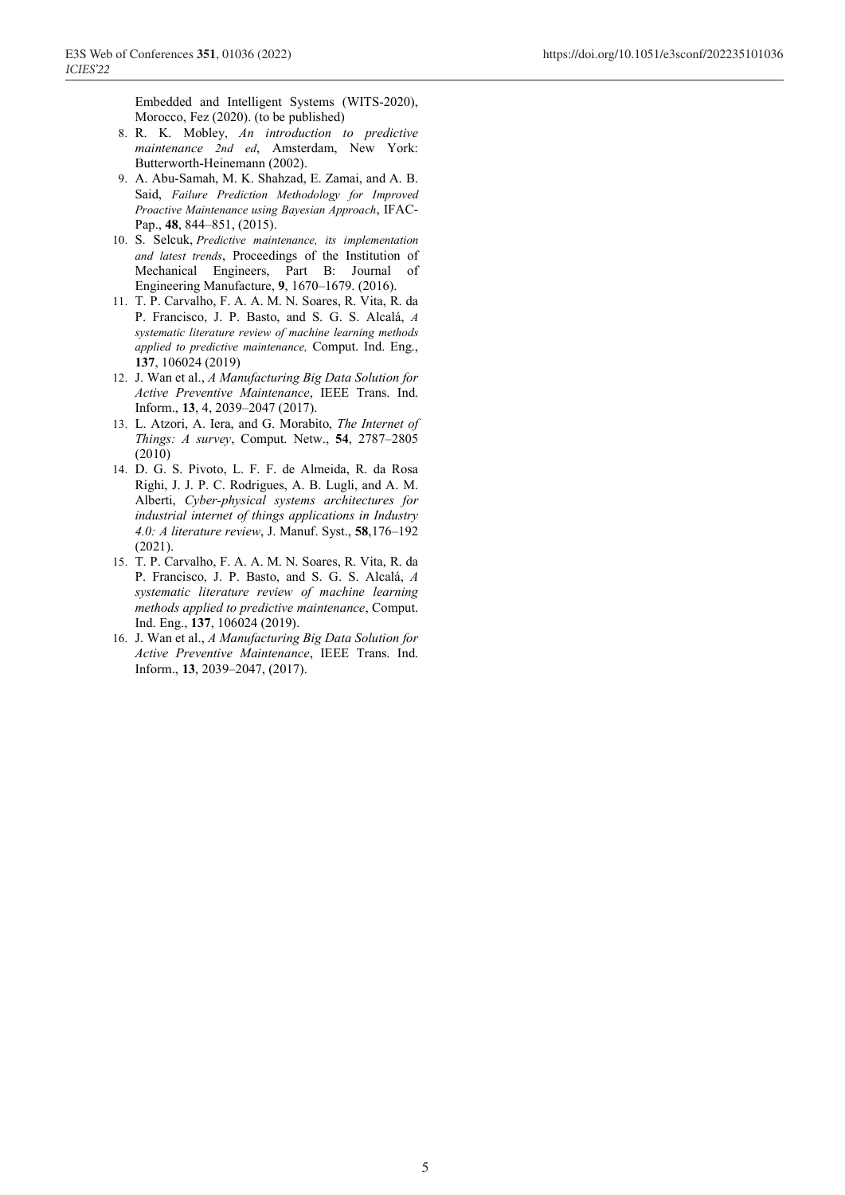Embedded and Intelligent Systems (WITS-2020), Morocco, Fez (2020). (to be published)

8. R. K. Mobley, *An introduction to predictive maintenance 2nd ed*, Amsterdam, New York: Butterworth-Heinemann (2002).
9. A. Abu-Samah, M. K. Shahzad, E. Zamai, and A. B. Said, *Failure Prediction Methodology for Improved Proactive Maintenance using Bayesian Approach*, IFAC-Pap., **48**, 844–851, (2015).
10. S. Selcuk, *Predictive maintenance, its implementation and latest trends*, Proceedings of the Institution of Mechanical Engineers, Part B: Journal of Engineering Manufacture, **9**, 1670–1679. (2016).
11. T. P. Carvalho, F. A. A. M. N. Soares, R. Vita, R. da P. Francisco, J. P. Basto, and S. G. S. Alcalá, *A systematic literature review of machine learning methods applied to predictive maintenance,* Comput. Ind. Eng., **137**, 106024 (2019)
12. J. Wan et al., *A Manufacturing Big Data Solution for Active Preventive Maintenance*, IEEE Trans. Ind. Inform., **13**, 4, 2039–2047 (2017).
13. L. Atzori, A. Iera, and G. Morabito, *The Internet of Things: A survey*, Comput. Netw., **54**, 2787–2805 (2010)
14. D. G. S. Pivoto, L. F. F. de Almeida, R. da Rosa Righi, J. J. P. C. Rodrigues, A. B. Lugli, and A. M. Alberti, *Cyber-physical systems architectures for industrial internet of things applications in Industry 4.0: A literature review*, J. Manuf. Syst., **58**,176–192 (2021).
15. T. P. Carvalho, F. A. A. M. N. Soares, R. Vita, R. da P. Francisco, J. P. Basto, and S. G. S. Alcalá, *A systematic literature review of machine learning methods applied to predictive maintenance*, Comput. Ind. Eng., **137**, 106024 (2019).
16. J. Wan et al., *A Manufacturing Big Data Solution for Active Preventive Maintenance*, IEEE Trans. Ind. Inform., **13**, 2039–2047, (2017).